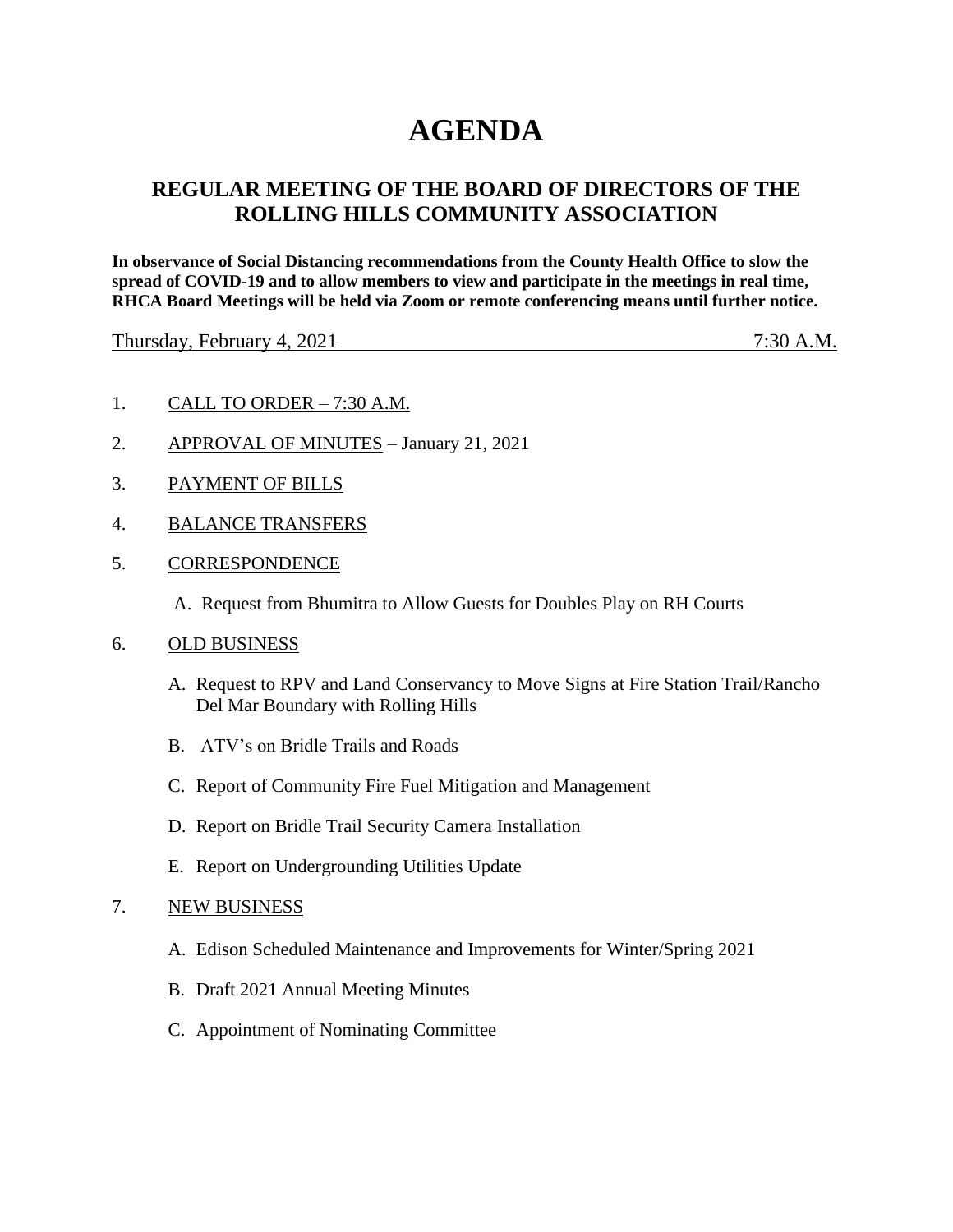# AGENDA

## REGULAR MEETING OF THE BOARD OF DIRECTORS OF THE ROLLING HILLS COMMUNITY ASSOCIATION

**In observance of Social Distancing recommendations from the County Health Office to slow the spread of COVID-19 and to allow members to view and participate in the meetings in real time, RHCA Board Meetings will be held via Zoom or remote conferencing means until further notice.**

Thursday, February 4, 2021 — 7:30 A.M.

1. CALL TO ORDER – 7:30 A.M.

2. APPROVAL OF MINUTES – January 21, 2021

3. PAYMENT OF BILLS

4. BALANCE TRANSFERS

5. CORRESPONDENCE

   A. Request from Bhumitra to Allow Guests for Doubles Play on RH Courts

6. OLD BUSINESS

   A. Request to RPV and Land Conservancy to Move Signs at Fire Station Trail/Rancho Del Mar Boundary with Rolling Hills

   B. ATV's on Bridle Trails and Roads

   C. Report of Community Fire Fuel Mitigation and Management

   D. Report on Bridle Trail Security Camera Installation

   E. Report on Undergrounding Utilities Update

7. NEW BUSINESS

   A. Edison Scheduled Maintenance and Improvements for Winter/Spring 2021

   B. Draft 2021 Annual Meeting Minutes

   C. Appointment of Nominating Committee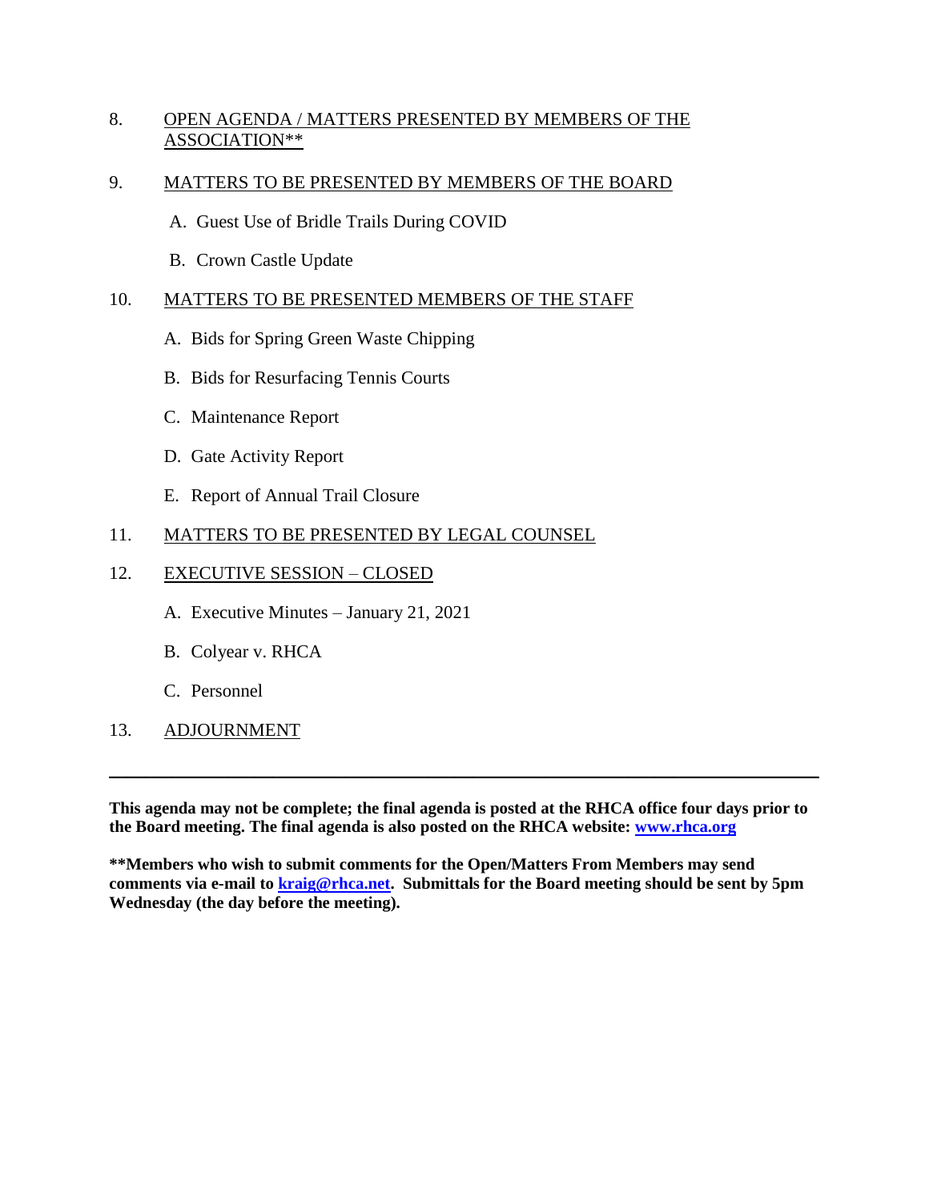8. OPEN AGENDA / MATTERS PRESENTED BY MEMBERS OF THE ASSOCIATION**

9. MATTERS TO BE PRESENTED BY MEMBERS OF THE BOARD

   A. Guest Use of Bridle Trails During COVID

   B. Crown Castle Update

10. MATTERS TO BE PRESENTED MEMBERS OF THE STAFF

    A. Bids for Spring Green Waste Chipping

    B. Bids for Resurfacing Tennis Courts

    C. Maintenance Report

    D. Gate Activity Report

    E. Report of Annual Trail Closure

11. MATTERS TO BE PRESENTED BY LEGAL COUNSEL

12. EXECUTIVE SESSION – CLOSED

    A. Executive Minutes – January 21, 2021

    B. Colyear v. RHCA

    C. Personnel

13. ADJOURNMENT

---

**This agenda may not be complete; the final agenda is posted at the RHCA office four days prior to the Board meeting. The final agenda is also posted on the RHCA website: www.rhca.org**

****Members who wish to submit comments for the Open/Matters From Members may send comments via e-mail to kraig@rhca.net. Submittals for the Board meeting should be sent by 5pm Wednesday (the day before the meeting).**